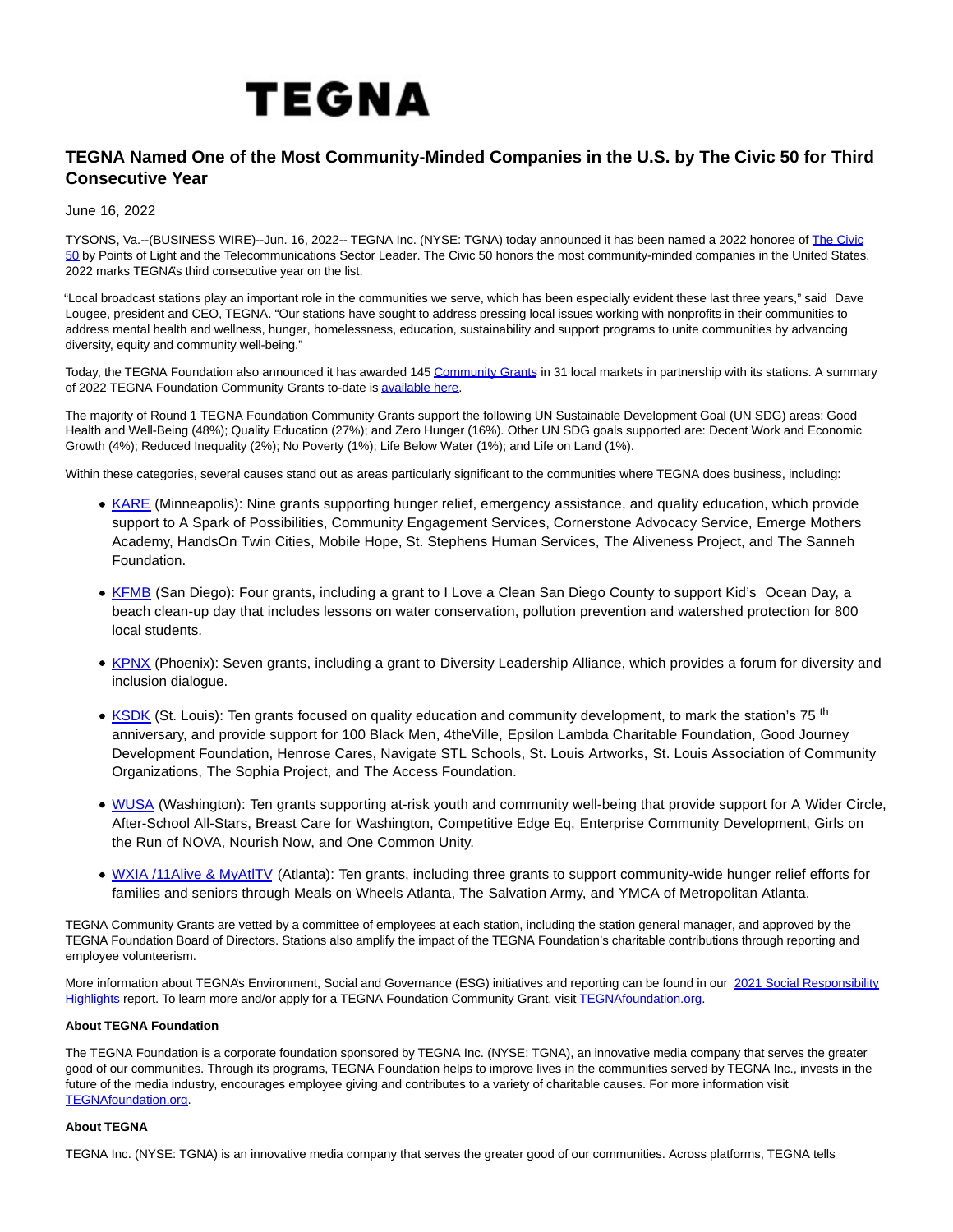# TEGNA

## TEGNA Named One of the Most Community-Minded Companies in the U.S. by The Civic 50 for Third Consecutive Year

June 16, 2022

TYSONS, Va.--(BUSINESS WIRE)--Jun. 16, 2022-- TEGNA Inc. (NYSE: TGNA) today announced it has been named a 2022 honoree of The Civic 50 by Points of Light and the Telecommunications Sector Leader. The Civic 50 honors the most community-minded companies in the United States. 2022 marks TEGNA's third consecutive year on the list.

"Local broadcast stations play an important role in the communities we serve, which has been especially evident these last three years," said Dave Lougee, president and CEO, TEGNA. "Our stations have sought to address pressing local issues working with nonprofits in their communities to address mental health and wellness, hunger, homelessness, education, sustainability and support programs to unite communities by advancing diversity, equity and community well-being."

Today, the TEGNA Foundation also announced it has awarded 145 Community Grants in 31 local markets in partnership with its stations. A summary of 2022 TEGNA Foundation Community Grants to-date is available here.

The majority of Round 1 TEGNA Foundation Community Grants support the following UN Sustainable Development Goal (UN SDG) areas: Good Health and Well-Being (48%); Quality Education (27%); and Zero Hunger (16%). Other UN SDG goals supported are: Decent Work and Economic Growth (4%); Reduced Inequality (2%); No Poverty (1%); Life Below Water (1%); and Life on Land (1%).

Within these categories, several causes stand out as areas particularly significant to the communities where TEGNA does business, including:

- KARE (Minneapolis): Nine grants supporting hunger relief, emergency assistance, and quality education, which provide support to A Spark of Possibilities, Community Engagement Services, Cornerstone Advocacy Service, Emerge Mothers Academy, HandsOn Twin Cities, Mobile Hope, St. Stephens Human Services, The Aliveness Project, and The Sanneh Foundation.
- KFMB (San Diego): Four grants, including a grant to I Love a Clean San Diego County to support Kid's Ocean Day, a beach clean-up day that includes lessons on water conservation, pollution prevention and watershed protection for 800 local students.
- KPNX (Phoenix): Seven grants, including a grant to Diversity Leadership Alliance, which provides a forum for diversity and inclusion dialogue.
- KSDK (St. Louis): Ten grants focused on quality education and community development, to mark the station's 75th anniversary, and provide support for 100 Black Men, 4theVille, Epsilon Lambda Charitable Foundation, Good Journey Development Foundation, Henrose Cares, Navigate STL Schools, St. Louis Artworks, St. Louis Association of Community Organizations, The Sophia Project, and The Access Foundation.
- WUSA (Washington): Ten grants supporting at-risk youth and community well-being that provide support for A Wider Circle, After-School All-Stars, Breast Care for Washington, Competitive Edge Eq, Enterprise Community Development, Girls on the Run of NOVA, Nourish Now, and One Common Unity.
- WXIA /11Alive & MyAtlTV (Atlanta): Ten grants, including three grants to support community-wide hunger relief efforts for families and seniors through Meals on Wheels Atlanta, The Salvation Army, and YMCA of Metropolitan Atlanta.

TEGNA Community Grants are vetted by a committee of employees at each station, including the station general manager, and approved by the TEGNA Foundation Board of Directors. Stations also amplify the impact of the TEGNA Foundation's charitable contributions through reporting and employee volunteerism.

More information about TEGNA's Environment, Social and Governance (ESG) initiatives and reporting can be found in our 2021 Social Responsibility Highlights report. To learn more and/or apply for a TEGNA Foundation Community Grant, visit TEGNAfoundation.org.

**About TEGNA Foundation**

The TEGNA Foundation is a corporate foundation sponsored by TEGNA Inc. (NYSE: TGNA), an innovative media company that serves the greater good of our communities. Through its programs, TEGNA Foundation helps to improve lives in the communities served by TEGNA Inc., invests in the future of the media industry, encourages employee giving and contributes to a variety of charitable causes. For more information visit TEGNAfoundation.org.

**About TEGNA**

TEGNA Inc. (NYSE: TGNA) is an innovative media company that serves the greater good of our communities. Across platforms, TEGNA tells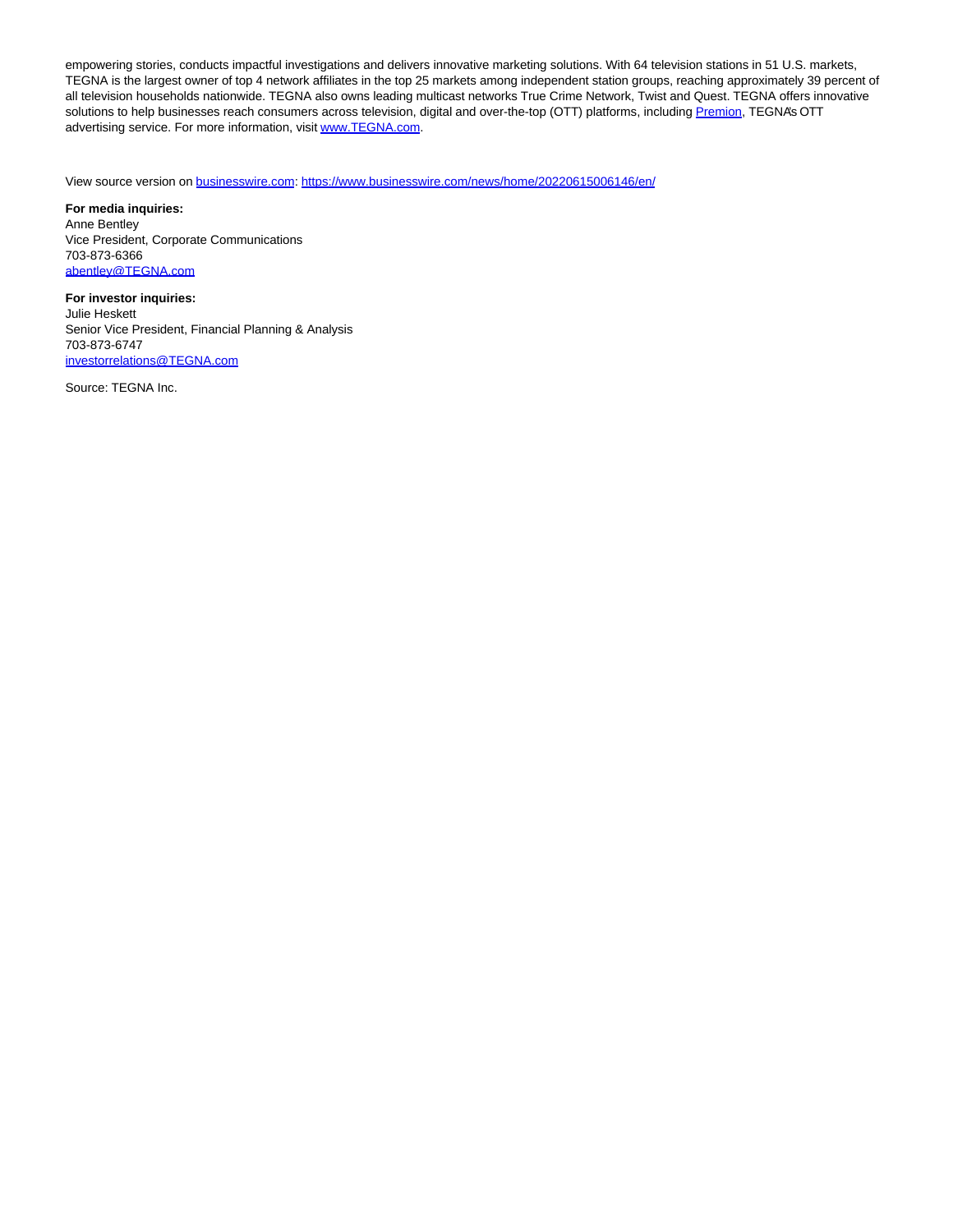empowering stories, conducts impactful investigations and delivers innovative marketing solutions. With 64 television stations in 51 U.S. markets, TEGNA is the largest owner of top 4 network affiliates in the top 25 markets among independent station groups, reaching approximately 39 percent of all television households nationwide. TEGNA also owns leading multicast networks True Crime Network, Twist and Quest. TEGNA offers innovative solutions to help businesses reach consumers across television, digital and over-the-top (OTT) platforms, including Premion, TEGNA's OTT advertising service. For more information, visit www.TEGNA.com.

View source version on businesswire.com: https://www.businesswire.com/news/home/20220615006146/en/

**For media inquiries:**
Anne Bentley
Vice President, Corporate Communications
703-873-6366
abentley@TEGNA.com

**For investor inquiries:**
Julie Heskett
Senior Vice President, Financial Planning & Analysis
703-873-6747
investorrelations@TEGNA.com

Source: TEGNA Inc.